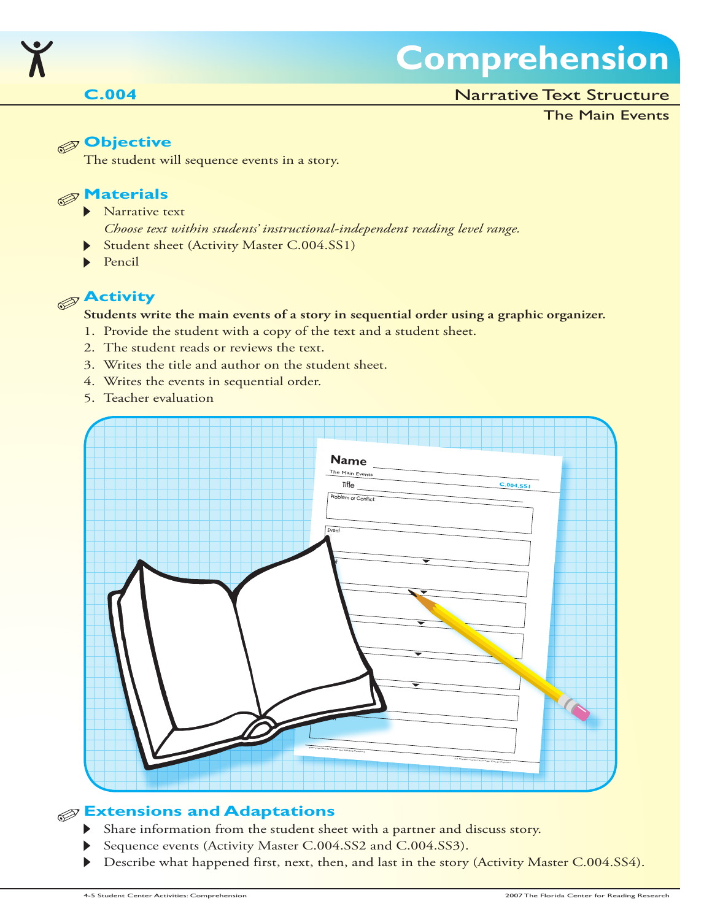# Comprehension

**C.004** Narrative Text Structure

The Main Events

## Objective

The student will sequence events in a story.

## Materials

- Narrative text
  *Choose text within students' instructional-independent reading level range.*
- Student sheet (Activity Master C.004.SS1)
- Pencil

## Activity

**Students write the main events of a story in sequential order using a graphic organizer.**

1. Provide the student with a copy of the text and a student sheet.
2. The student reads or reviews the text.
3. Writes the title and author on the student sheet.
4. Writes the events in sequential order.
5. Teacher evaluation

## Extensions and Adaptations

- Share information from the student sheet with a partner and discuss story.
- Sequence events (Activity Master C.004.SS2 and C.004.SS3).
- Describe what happened first, next, then, and last in the story (Activity Master C.004.SS4).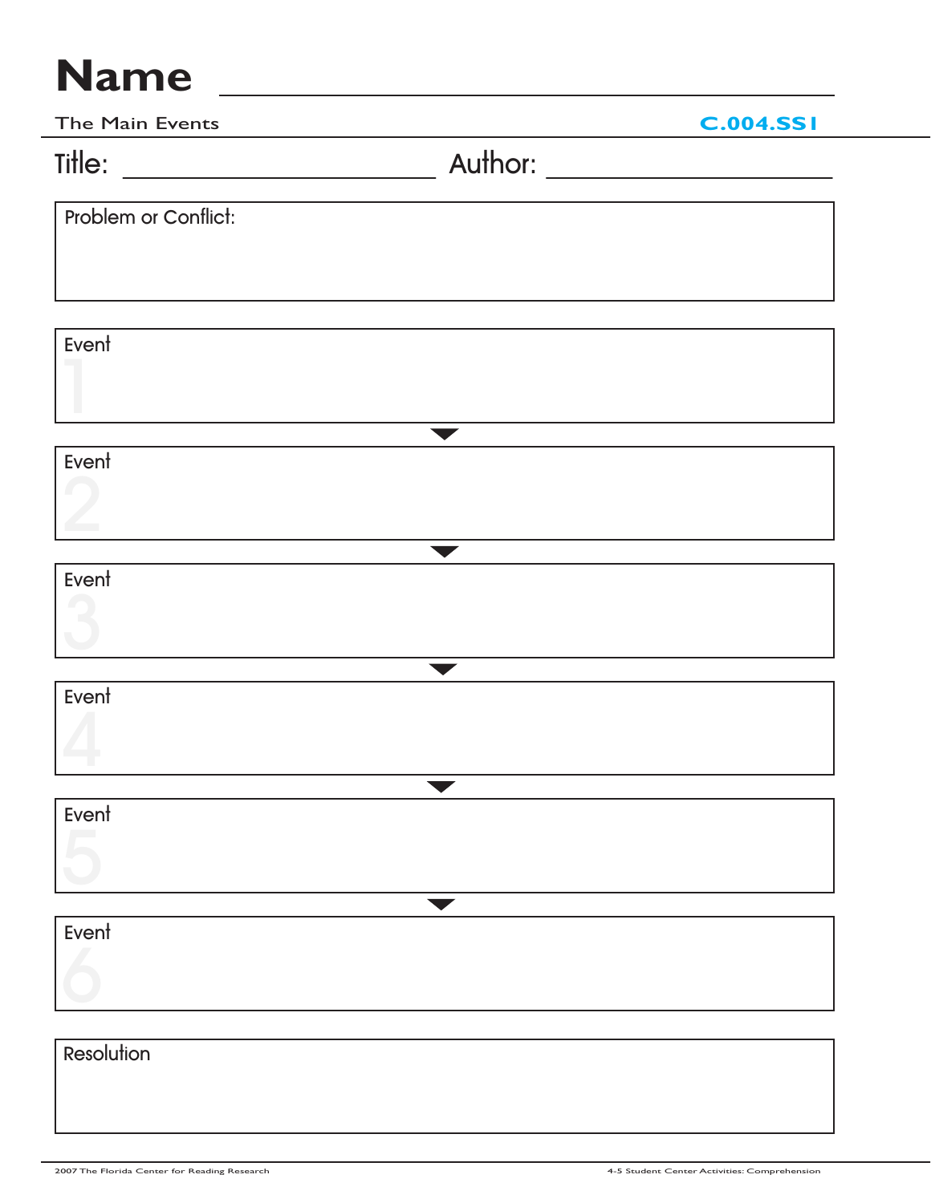# Name ________________________________

The Main Events C.004.SS1

Title: ______________________ Author: ______________________

**Problem or Conflict:**

&nbsp;

**Event 1**

&nbsp;

▼

**Event 2**

&nbsp;

▼

**Event 3**

&nbsp;

▼

**Event 4**

&nbsp;

▼

**Event 5**

&nbsp;

▼

**Event 6**

&nbsp;

**Resolution**

&nbsp;

2007 The Florida Center for Reading Research 4-5 Student Center Activities: Comprehension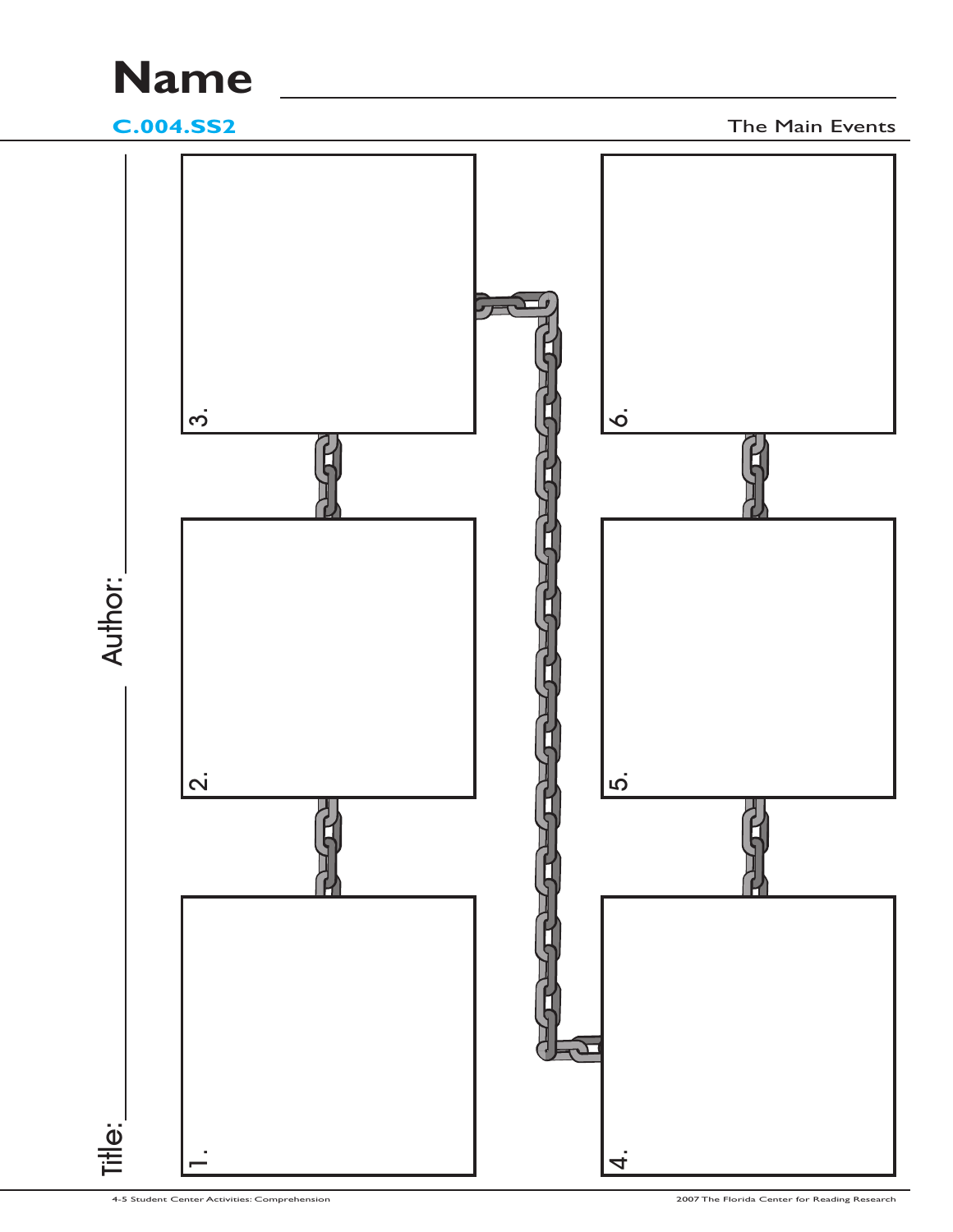# Name ____________________

**C.004.SS2**

The Main Events

Title: ____________________ Author: ____________________

1.

2.

3.

4.

5.

6.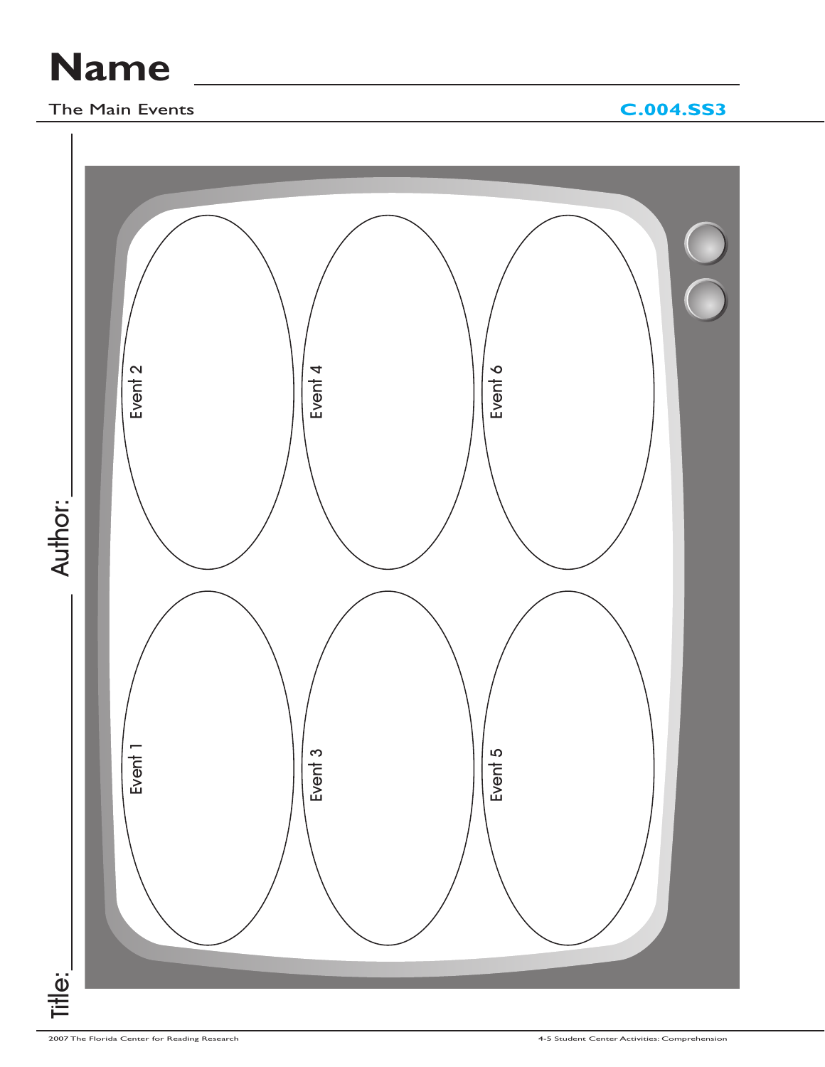# Name ______________________________

The Main Events **C.004.SS3**

Title: ______________________________ Author: ______________________________

Event 1

Event 2

Event 3

Event 4

Event 5

Event 6

2007 The Florida Center for Reading Research 4-5 Student Center Activities: Comprehension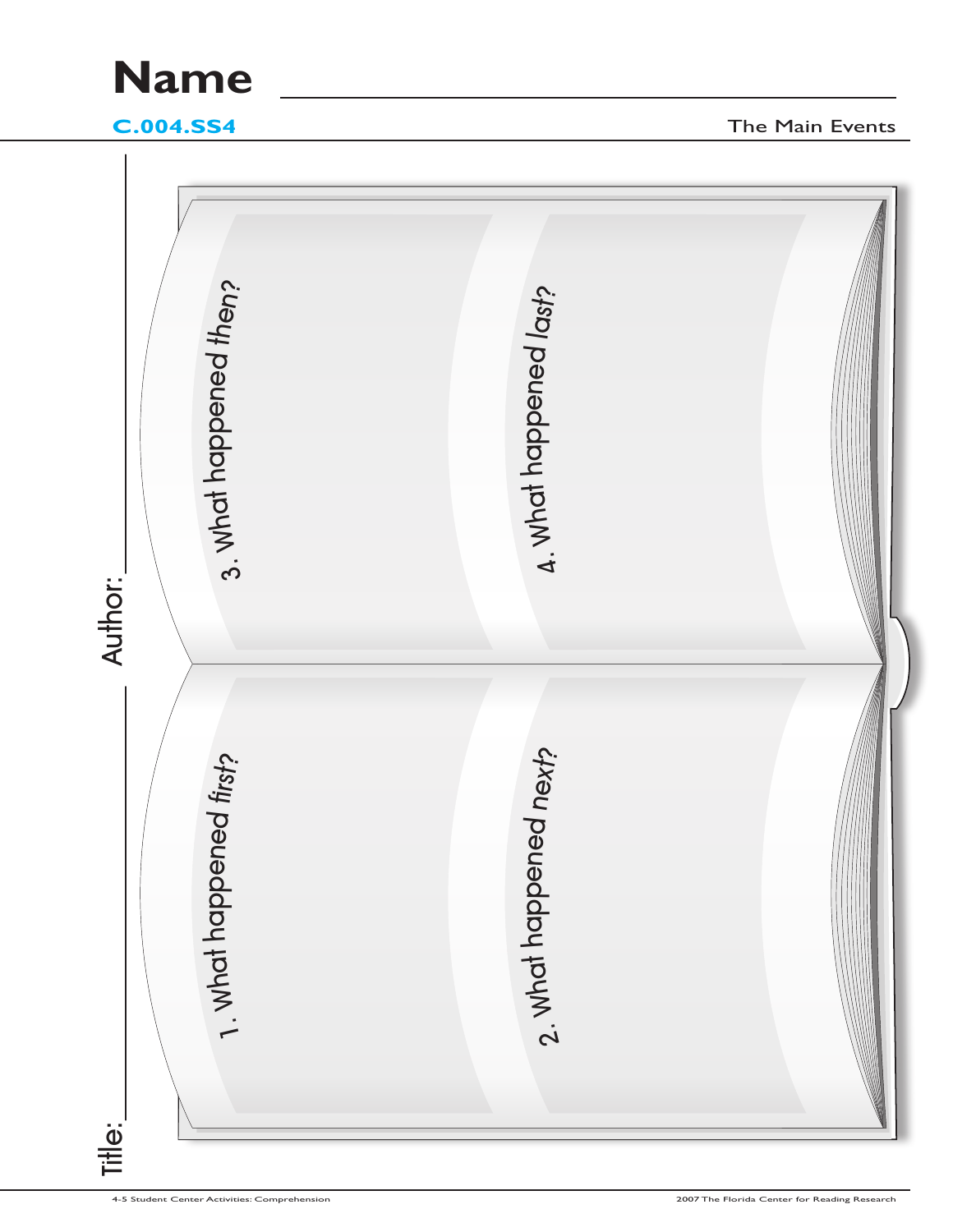# Name ______________________________

**C.004.SS4**

The Main Events

Title: ______________________________ Author: ______________________________

1. What happened *first?*

2. What happened *next?*

3. What happened *then?*

4. What happened *last?*